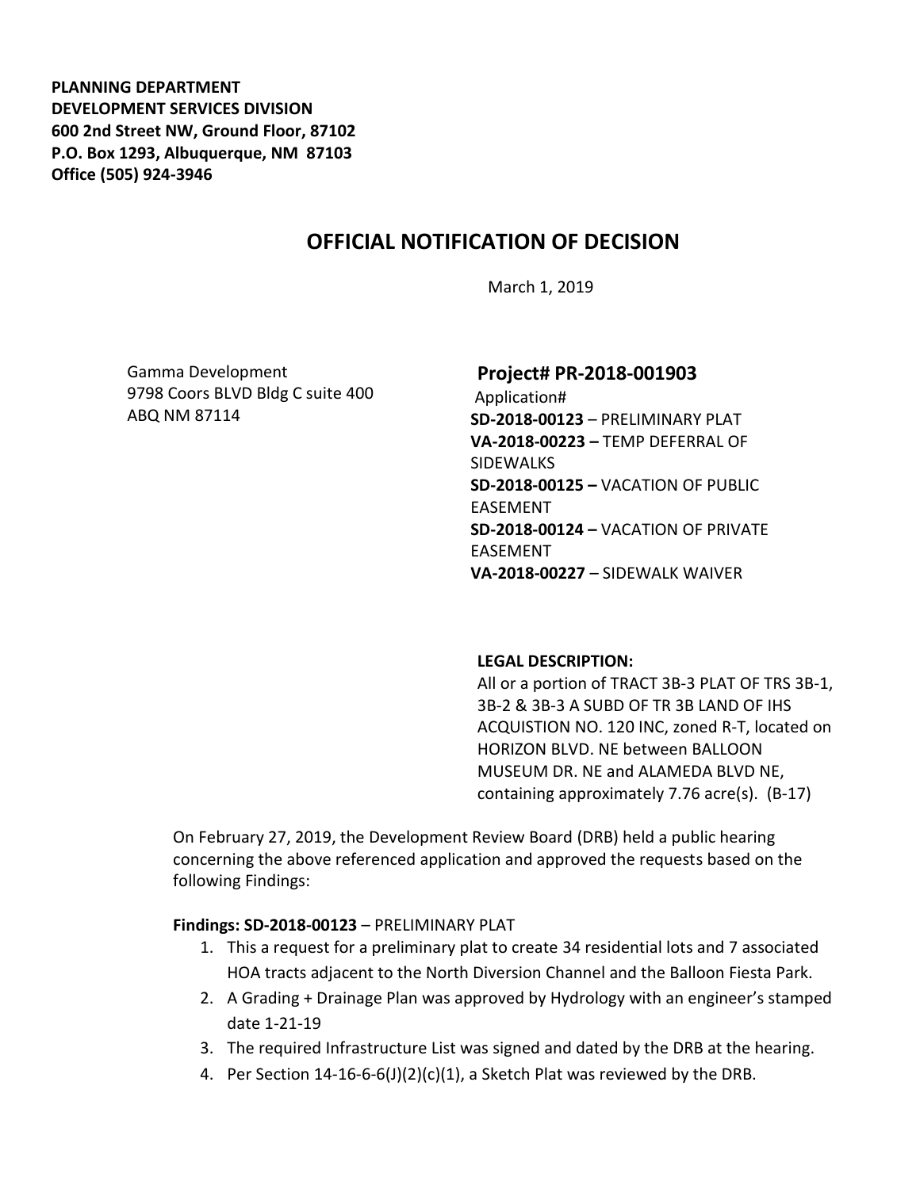**PLANNING DEPARTMENT**
**DEVELOPMENT SERVICES DIVISION**
**600 2nd Street NW, Ground Floor, 87102**
**P.O. Box 1293, Albuquerque, NM 87103**
**Office (505) 924-3946**

# OFFICIAL NOTIFICATION OF DECISION

March 1, 2019

Gamma Development
9798 Coors BLVD Bldg C suite 400
ABQ NM 87114

**Project# PR-2018-001903**
Application#
**SD-2018-00123** – PRELIMINARY PLAT
**VA-2018-00223 –** TEMP DEFERRAL OF SIDEWALKS
**SD-2018-00125 –** VACATION OF PUBLIC EASEMENT
**SD-2018-00124 –** VACATION OF PRIVATE EASEMENT
**VA-2018-00227** – SIDEWALK WAIVER

**LEGAL DESCRIPTION:**
All or a portion of TRACT 3B-3 PLAT OF TRS 3B-1, 3B-2 & 3B-3 A SUBD OF TR 3B LAND OF IHS ACQUISTION NO. 120 INC, zoned R-T, located on HORIZON BLVD. NE between BALLOON MUSEUM DR. NE and ALAMEDA BLVD NE, containing approximately 7.76 acre(s). (B-17)

On February 27, 2019, the Development Review Board (DRB) held a public hearing concerning the above referenced application and approved the requests based on the following Findings:

**Findings: SD-2018-00123** – PRELIMINARY PLAT

1. This a request for a preliminary plat to create 34 residential lots and 7 associated HOA tracts adjacent to the North Diversion Channel and the Balloon Fiesta Park.
2. A Grading + Drainage Plan was approved by Hydrology with an engineer's stamped date 1-21-19
3. The required Infrastructure List was signed and dated by the DRB at the hearing.
4. Per Section 14-16-6-6(J)(2)(c)(1), a Sketch Plat was reviewed by the DRB.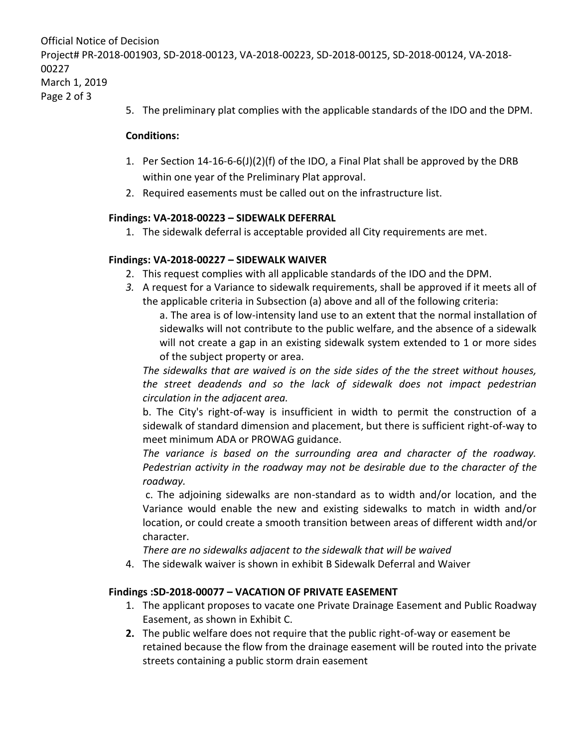5. The preliminary plat complies with the applicable standards of the IDO and the DPM.

**Conditions:**

1. Per Section 14-16-6-6(J)(2)(f) of the IDO, a Final Plat shall be approved by the DRB within one year of the Preliminary Plat approval.
2. Required easements must be called out on the infrastructure list.

**Findings: VA-2018-00223 – SIDEWALK DEFERRAL**

1. The sidewalk deferral is acceptable provided all City requirements are met.

**Findings: VA-2018-00227 – SIDEWALK WAIVER**

2. This request complies with all applicable standards of the IDO and the DPM.
3. A request for a Variance to sidewalk requirements, shall be approved if it meets all of the applicable criteria in Subsection (a) above and all of the following criteria:

   a. The area is of low-intensity land use to an extent that the normal installation of sidewalks will not contribute to the public welfare, and the absence of a sidewalk will not create a gap in an existing sidewalk system extended to 1 or more sides of the subject property or area.

   *The sidewalks that are waived is on the side sides of the the street without houses, the street deadends and so the lack of sidewalk does not impact pedestrian circulation in the adjacent area.*

   b. The City's right-of-way is insufficient in width to permit the construction of a sidewalk of standard dimension and placement, but there is sufficient right-of-way to meet minimum ADA or PROWAG guidance.

   *The variance is based on the surrounding area and character of the roadway. Pedestrian activity in the roadway may not be desirable due to the character of the roadway.*

   c. The adjoining sidewalks are non-standard as to width and/or location, and the Variance would enable the new and existing sidewalks to match in width and/or location, or could create a smooth transition between areas of different width and/or character.

   *There are no sidewalks adjacent to the sidewalk that will be waived*

4. The sidewalk waiver is shown in exhibit B Sidewalk Deferral and Waiver

**Findings :SD-2018-00077 – VACATION OF PRIVATE EASEMENT**

1. The applicant proposes to vacate one Private Drainage Easement and Public Roadway Easement, as shown in Exhibit C.
2. The public welfare does not require that the public right-of-way or easement be retained because the flow from the drainage easement will be routed into the private streets containing a public storm drain easement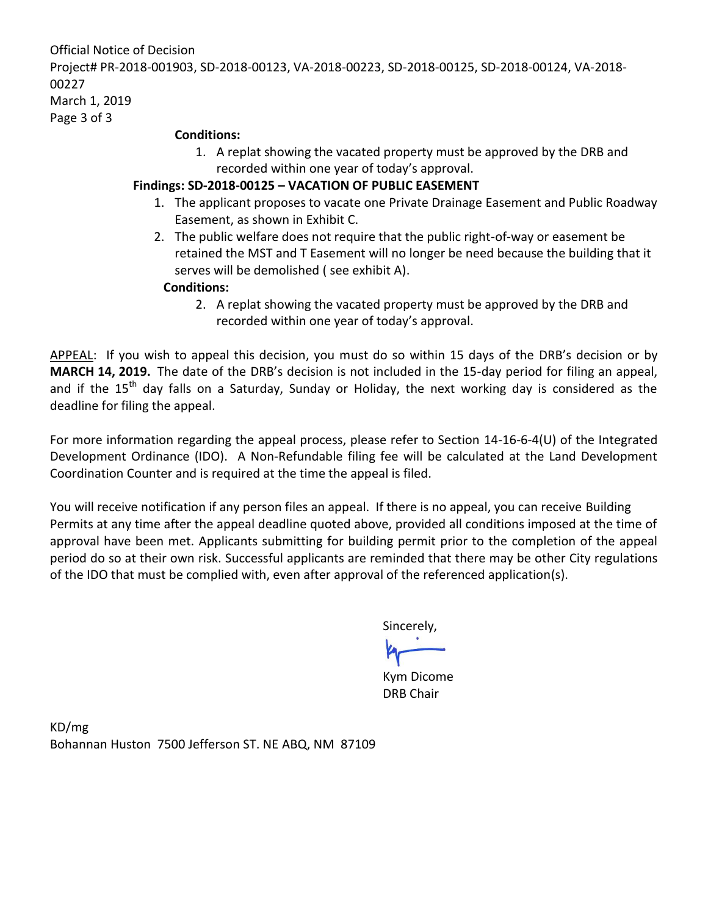**Conditions:**

1. A replat showing the vacated property must be approved by the DRB and recorded within one year of today's approval.

**Findings: SD-2018-00125 – VACATION OF PUBLIC EASEMENT**

1. The applicant proposes to vacate one Private Drainage Easement and Public Roadway Easement, as shown in Exhibit C.
2. The public welfare does not require that the public right-of-way or easement be retained the MST and T Easement will no longer be need because the building that it serves will be demolished ( see exhibit A).

**Conditions:**

2. A replat showing the vacated property must be approved by the DRB and recorded within one year of today's approval.

APPEAL: If you wish to appeal this decision, you must do so within 15 days of the DRB's decision or by **MARCH 14, 2019.** The date of the DRB's decision is not included in the 15-day period for filing an appeal, and if the 15th day falls on a Saturday, Sunday or Holiday, the next working day is considered as the deadline for filing the appeal.

For more information regarding the appeal process, please refer to Section 14-16-6-4(U) of the Integrated Development Ordinance (IDO). A Non-Refundable filing fee will be calculated at the Land Development Coordination Counter and is required at the time the appeal is filed.

You will receive notification if any person files an appeal. If there is no appeal, you can receive Building Permits at any time after the appeal deadline quoted above, provided all conditions imposed at the time of approval have been met. Applicants submitting for building permit prior to the completion of the appeal period do so at their own risk. Successful applicants are reminded that there may be other City regulations of the IDO that must be complied with, even after approval of the referenced application(s).

Sincerely,

Kym Dicome
DRB Chair

KD/mg
Bohannan Huston 7500 Jefferson ST. NE ABQ, NM 87109